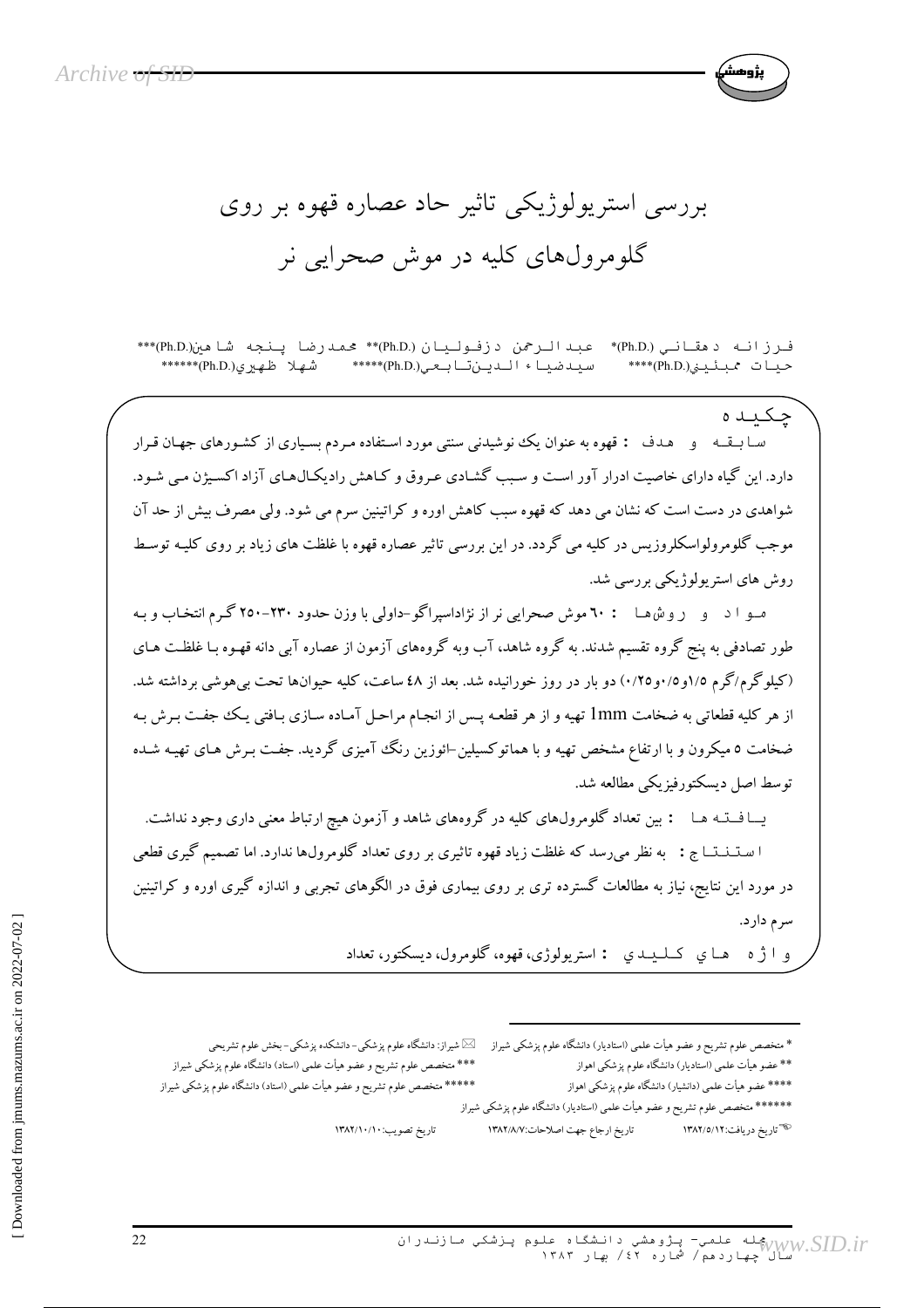# بررسی استریولوژیکی تاثیر حاد عصاره قهوه بر روی گلومرول‌های کلیه در موش صحرایی نر

فرزانه دهقانی (Ph.D.)* عبدالرحمن دزفولیان (Ph.D.)** محمدرضا پنجه شاهین (Ph.D.)***
حیات ممبئینی (Ph.D.)**** سیدضیاء الدین تابعی (Ph.D.)***** شهلا ظهیری (Ph.D.)******

## چکیده

**سابقه و هدف :** قهوه به عنوان یک نوشیدنی سنتی مورد استفاده مردم بسیاری از کشورهای جهان قرار دارد. این گیاه دارای خاصیت ادرار آور است و سبب گشادی عروق و کاهش رادیکال‌های آزاد اکسیژن می شود. شواهدی در دست است که نشان می دهد که قهوه سبب کاهش اوره و کراتینین سرم می شود. ولی مصرف بیش از حد آن موجب گلومرولواسکلروزیس در کلیه می گردد. در این بررسی تاثیر عصاره قهوه با غلظت های زیاد بر روی کلیه توسط روش های استریولوژیکی بررسی شد.

**مواد و روش‌ها :** ٦٠ موش صحرایی نر از نژاداسپراگو-داولی با وزن حدود ٢٣٠-٢٥٠ گرم انتخاب و به طور تصادفی به پنج گروه تقسیم شدند. به گروه شاهد، آب وبه گروه‌های آزمون از عصاره آبی دانه قهوه با غلظت های (کیلوگرم/گرم ١/٥و٠/٥و٠/٢٥) دو بار در روز خورانیده شد. بعد از ٤٨ ساعت، کلیه حیوان‌ها تحت بی‌هوشی برداشته شد. از هر کلیه قطعاتی به ضخامت 1mm تهیه و از هر قطعه پس از انجام مراحل آماده سازی بافتی یک جفت برش به ضخامت ٥ میکرون و با ارتفاع مشخص تهیه و با هماتوکسیلین-ائوزین رنگ آمیزی گردید. جفت برش های تهیه شده توسط اصل دیسکتورفیزیکی مطالعه شد.

**یافته ها :** بین تعداد گلومرول‌های کلیه در گروه‌های شاهد و آزمون هیچ ارتباط معنی داری وجود نداشت.

**استنتاج :** به نظر می‌رسد که غلظت زیاد قهوه تاثیری بر روی تعداد گلومرول‌ها ندارد. اما تصمیم گیری قطعی در مورد این نتایج، نیاز به مطالعات گسترده تری بر روی بیماری فوق در الگوهای تجربی و اندازه گیری اوره و کراتینین سرم دارد.

**واژه های کلیدی :** استریولوژی، قهوه، گلومرول، دیسکتور، تعداد

---

* متخصص علوم تشریح و عضو هیأت علمی (استادیار) دانشگاه علوم پزشکی شیراز ✉ شیراز: دانشگاه علوم پزشکی- دانشکده پزشکی- بخش علوم تشریحی

** عضو هیأت علمی (استادیار) دانشگاه علوم پزشکی اهواز

*** متخصص علوم تشریح و عضو هیأت علمی (استاد) دانشگاه علوم پزشکی شیراز

**** عضو هیأت علمی (دانشیار) دانشگاه علوم پزشکی اهواز

***** متخصص علوم تشریح و عضو هیأت علمی (استاد) دانشگاه علوم پزشکی شیراز

****** متخصص علوم تشریح و عضو هیأت علمی (استادیار) دانشگاه علوم پزشکی شیراز

تاریخ دریافت: ١٣٨٢/٥/١٢ تاریخ ارجاع جهت اصلاحات: ١٣٨٢/٨/٧ تاریخ تصویب: ١٣٨٢/١٠/١٠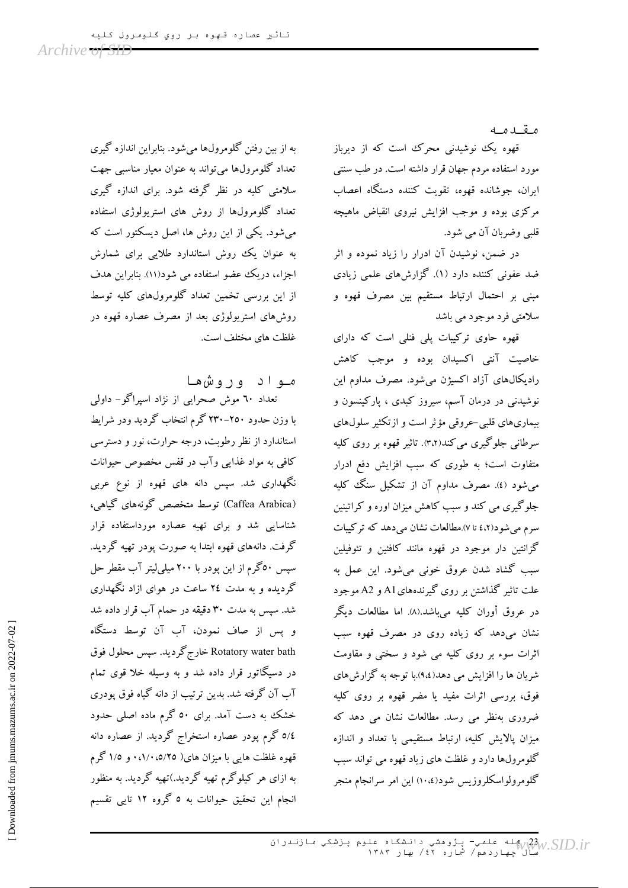## مقدمه

قهوه یک نوشیدنی محرک است که از دیرباز مورد استفاده مردم جهان قرار داشته است. در طب سنتی ایران، جوشانده قهوه، تقویت کننده دستگاه اعصاب مرکزی بوده و موجب افزایش نیروی انقباض ماهیچه قلبی وضربان آن می شود.

در ضمن، نوشیدن آن ادرار را زیاد نموده و اثر ضد عفونی کننده دارد (۱). گزارش‌های علمی زیادی مبنی بر احتمال ارتباط مستقیم بین مصرف قهوه و سلامتی فرد موجود می باشد

قهوه حاوی ترکیبات پلی فنلی است که دارای خاصیت آنتی اکسیدان بوده و موجب کاهش رادیکال‌های آزاد اکسیژن می‌شود. مصرف مداوم این نوشیدنی در درمان آسم، سیروز کبدی ، پارکینسون و بیماری‌های قلبی-عروقی مؤثر است و ازتکثیر سلول‌های سرطانی جلوگیری می‌کند(۳،۲). تاثیر قهوه بر روی کلیه متفاوت است؛ به طوری که سبب افزایش دفع ادرار می‌شود (۴). مصرف مداوم آن از تشکیل سنگ کلیه جلوگیری می کند و سبب کاهش میزان اوره و کراتینین سرم می‌شود(۴،۲ تا ۷).مطالعات نشان می‌دهد که ترکیبات گزانتین دار موجود در قهوه مانند کافئین و تئوفیلین سبب گشاد شدن عروق خونی می‌شود. این عمل به علت تاثیر گذاشتن بر روی گیرنده‌های A1 و A2 موجود در عروق أوران کلیه می‌باشد.(۸). اما مطالعات دیگر نشان می‌دهد که زیاده روی در مصرف قهوه سبب اثرات سوء بر روی کلیه می شود و سختی و مقاومت شریان ها را افزایش می دهد(۹،۴).با توجه به گزارش‌های فوق، بررسی اثرات مفید یا مضر قهوه بر روی کلیه ضروری به‌نظر می رسد. مطالعات نشان می دهد که میزان پالایش کلیه، ارتباط مستقیمی با تعداد و اندازه گلومرول‌ها دارد و غلظت های زیاد قهوه می تواند سبب گلومرولواسکلروزیس شود(۱۰،۴) این امر سرانجام منجر به از بین رفتن گلومرول‌ها می‌شود. بنابراین اندازه گیری تعداد گلومرول‌ها می‌تواند به عنوان معیار مناسبی جهت سلامتی کلیه در نظر گرفته شود. برای اندازه گیری تعداد گلومرول‌ها از روش های استریولوژی استفاده می‌شود. یکی از این روش ها، اصل دیسکتور است که به عنوان یک روش استاندارد طلایی برای شمارش اجزاء، دریک عضو استفاده می شود(۱۱). بنابراین هدف از این بررسی تخمین تعداد گلومرول‌های کلیه توسط روش‌های استریولوژی بعد از مصرف عصاره قهوه در غلظت های مختلف است.

## مواد و روش‌ها

تعداد ٦٠ موش صحرایی از نژاد اسپراگو- داولی با وزن حدود ۲۵۰-۲۳۰ گرم انتخاب گردید ودر شرایط استاندارد از نظر رطوبت، درجه حرارت، نور و دسترسی کافی به مواد غذایی وآب در قفس مخصوص حیوانات نگهداری شد. سپس دانه های قهوه از نوع عربی (Caffea Arabica) توسط متخصص گونه‌های گیاهی، شناسایی شد و برای تهیه عصاره مورداستفاده قرار گرفت. دانه‌های قهوه ابتدا به صورت پودر تهیه گردید. سپس ۵۰گرم از این پودر با ۲۰۰ میلی‌لیتر آب مقطر حل گردیده و به مدت ۲٤ ساعت در هوای ازاد نگهداری شد. سپس به مدت ۳۰ دقیقه در حمام آب قرار داده شد و پس از صاف نمودن، آب آن توسط دستگاه Rotatory water bath خارج گردید. سپس محلول فوق در دسیگاتور قرار داده شد و به وسیله خلا قوی تمام آب آن گرفته شد. بدین ترتیب از دانه گیاه فوق پودری خشک به دست آمد. برای ۵۰ گرم ماده اصلی حدود ٥/٤ گرم پودر عصاره استخراج گردید. از عصاره دانه قهوه غلظت هایی با میزان های( ۰/۲۵، ۰/۵، ۱/۰ و ۱/۵ گرم به ازای هر کیلوگرم تهیه گردید.)تهیه گردید. به منظور انجام این تحقیق حیوانات به ٥ گروه ۱۲ تایی تقسیم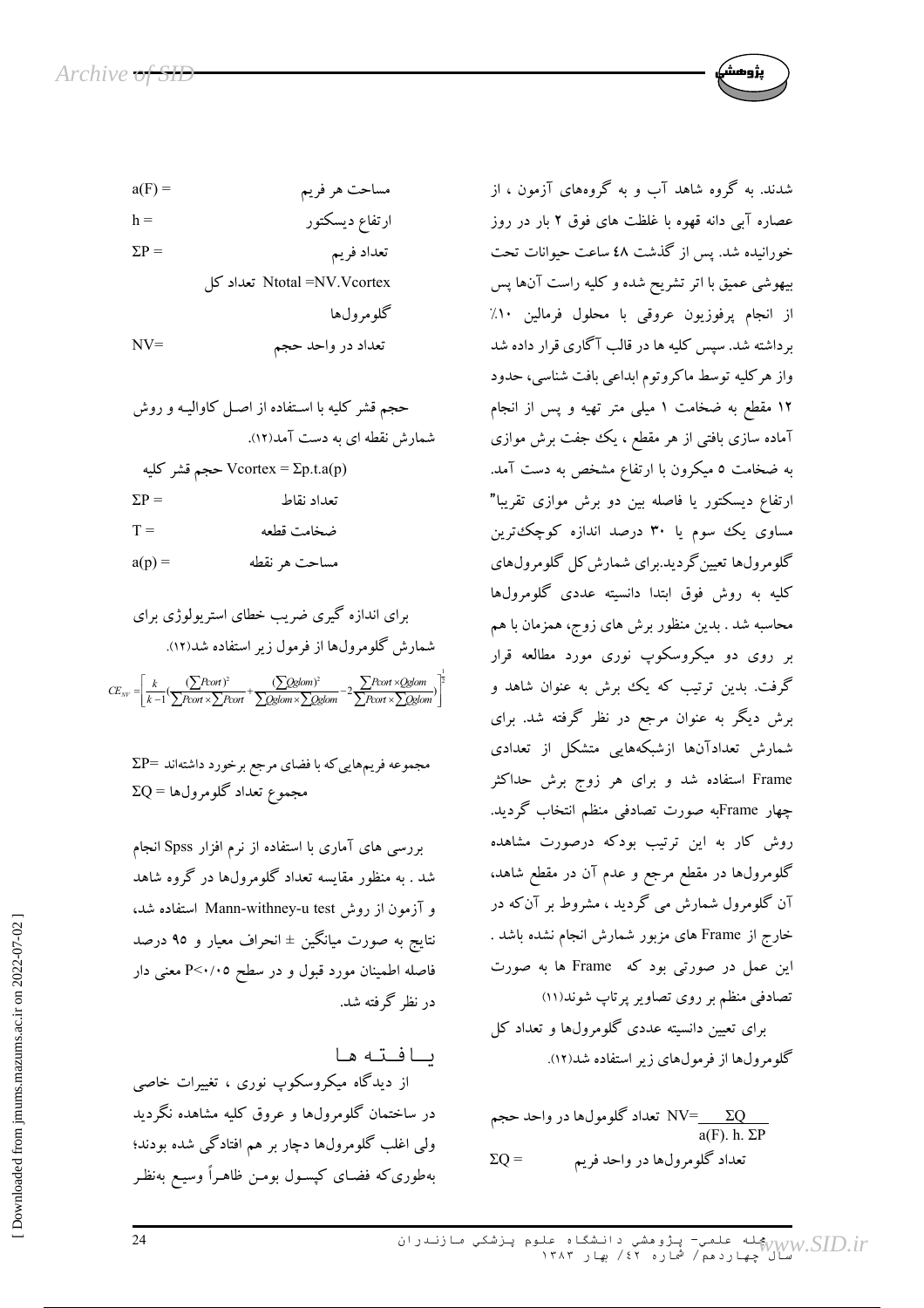شدند. به گروه شاهد آب و به گروه‌های آزمون ، از عصاره آبی دانه قهوه با غلظت های فوق ۲ بار در روز خورانیده شد. پس از گذشت ٤٨ ساعت حیوانات تحت بیهوشی عمیق با اتر تشریح شده و کلیه راست آن‌ها پس از انجام پرفوزیون عروقی با محلول فرمالین ۱۰٪ برداشته شد. سپس کلیه ها در قالب آگاری قرار داده شد واز هر کلیه توسط ماکروتوم ابداعی بافت شناسی، حدود ۱۲ مقطع به ضخامت ۱ میلی متر تهیه و پس از انجام آماده سازی بافتی از هر مقطع ، یک جفت برش موازی به ضخامت ٥ میکرون با ارتفاع مشخص به دست آمد. ارتفاع دیسکتور یا فاصله بین دو برش موازی تقریبا" مساوی یک سوم یا ۳۰ درصد اندازه کوچک‌ترین گلومرول‌ها تعیین گردید.برای شمارش کل گلومرول‌های کلیه به روش فوق ابتدا دانسیته عددی گلومرول‌ها محاسبه شد . بدین منظور برش های زوج، همزمان با هم بر روی دو میکروسکوپ نوری مورد مطالعه قرار گرفت. بدین ترتیب که یک برش به عنوان شاهد و برش دیگر به عنوان مرجع در نظر گرفته شد. برای شمارش تعدادآن‌ها ازشبکه‌هایی متشکل از تعدادی Frame استفاده شد و برای هر زوج برش حداکثر چهار Frameبه صورت تصادفی منظم انتخاب گردید. روش کار به این ترتیب بودکه درصورت مشاهده گلومرول‌ها در مقطع مرجع و عدم آن در مقطع شاهد، آن گلومرول شمارش می گردید ، مشروط بر آن‌که در خارج از Frame های مزبور شمارش انجام نشده باشد . این عمل در صورتی بود که Frame ها به صورت تصادفی منظم بر روی تصاویر پرتاپ شوند(۱۱)

برای تعیین دانسیته عددی گلومرول‌ها و تعداد کل گلومرول‌ها از فرمول‌های زیر استفاده شد(۱۲).

$$NV = \frac{\Sigma Q}{a(F).\ h.\ \Sigma P}$$ تعداد گلومول‌ها در واحد حجم

$\Sigma Q =$ تعداد گلومرول‌ها در واحد فریم

$a(F) =$ مساحت هر فریم

$h =$ ارتفاع دیسکتور

$\Sigma P =$ تعداد فریم

$N_{total} = NV.V_{cortex}$ تعداد کل گلومرول‌ها

$NV =$ تعداد در واحد حجم

حجم قشر کلیه با استفاده از اصل کاوالیه و روش شمارش نقطه ای به دست آمد(۱۲).

$V_{cortex} = \Sigma p.t.a(p)$ حجم قشر کلیه

$\Sigma P =$ تعداد نقاط

$T =$ ضخامت قطعه

$a(p) =$ مساحت هر نقطه

برای اندازه گیری ضریب خطای استریولوژی برای شمارش گلومرول‌ها از فرمول زیر استفاده شد(۱۲).

$$CE_{NV} = \left[\frac{k}{k-1}\left(\frac{(\sum Pcort)^2}{\sum Pcort \times \sum Pcort} + \frac{(\sum Qglom)^2}{\sum Qglom \times \sum Qglom} - 2\frac{\sum Pcort \times Qglom}{\sum Pcort \times \sum Qglom}\right)\right]^{\frac{1}{2}}$$

$\Sigma P =$ مجموعه فریم‌هایی که با فضای مرجع برخورد داشته‌اند

$\Sigma Q =$ مجموع تعداد گلومرول‌ها

بررسی های آماری با استفاده از نرم افزار Spss انجام شد . به منظور مقایسه تعداد گلومرول‌ها در گروه شاهد و آزمون از روش Mann-withney-u test استفاده شد، نتایج به صورت میانگین ± انحراف معیار و ۹۵ درصد فاصله اطمینان مورد قبول و در سطح $P<0/05$ معنی دار در نظر گرفته شد.

## یافته ها

از دیدگاه میکروسکوپ نوری ، تغییرات خاصی در ساختمان گلومرول‌ها و عروق کلیه مشاهده نگردید ولی اغلب گلومرول‌ها دچار بر هم افتادگی شده بودند؛ به‌طوری‌که فضای کپسول بومن ظاهراً وسیع به‌نظر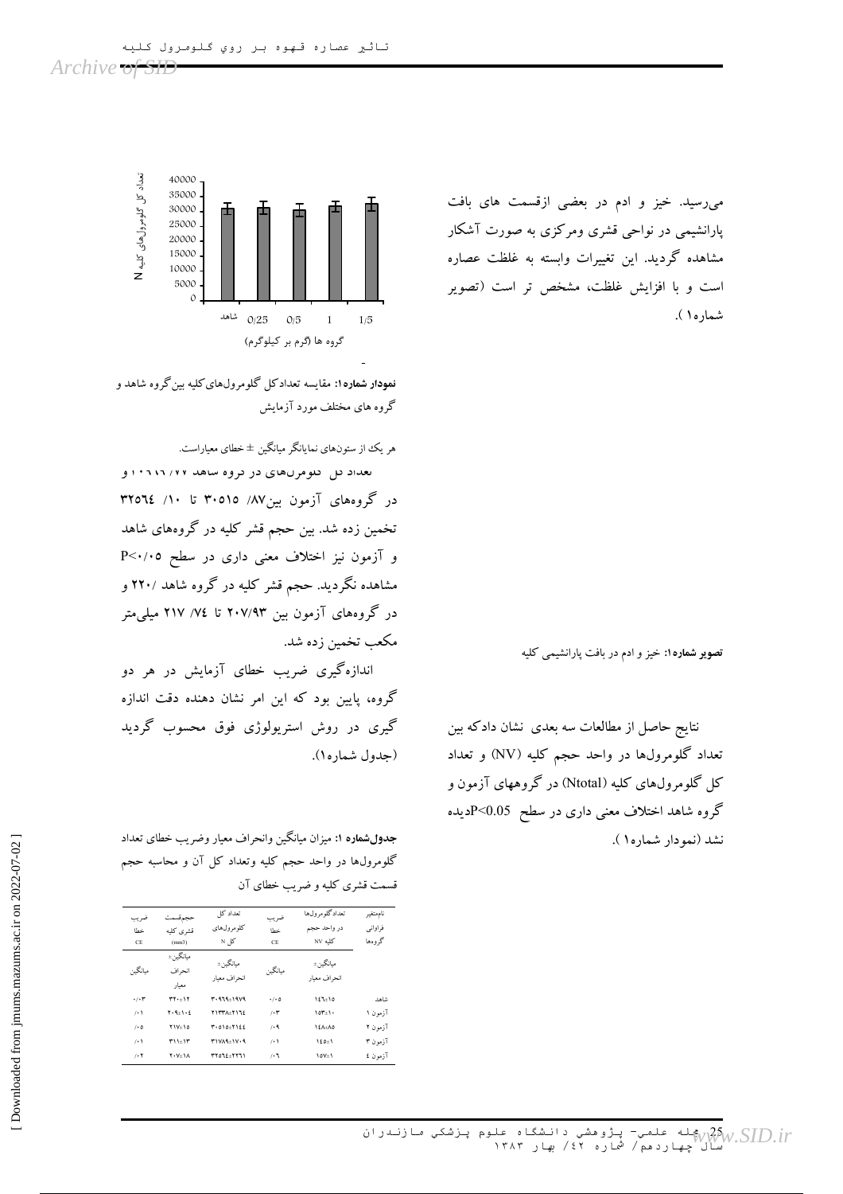می‌رسید. خیز و ادم در بعضی ازقسمت های بافت پارانشیمی در نواحی قشری ومرکزی به صورت آشکار مشاهده گردید. این تغییرات وابسته به غلظت عصاره است و با افزایش غلظت، مشخص تر است (تصویر شماره۱ ).

**تصویر شماره۱:** خیز و ادم در بافت پارانشیمی کلیه

نتایج حاصل از مطالعات سه بعدی نشان دادکه بین تعداد گلومرول‌ها در واحد حجم کلیه (NV) و تعداد کل گلومرول‌های کلیه (Ntotal) در گروههای آزمون و گروه شاهد اختلاف معنی داری در سطح $P<0.05$ دیده نشد (نمودار شماره۱ ).

**نمودار شماره۱:** مقایسه تعدادکل گلومرول‌های‌کلیه بین‌گروه شاهد و گروه های مختلف مورد آزمایش

هر یک از ستون‌های نمایانگر میانگین ± خطای معیاراست.

تعداد کل گلومرول‌های در گروه شاهد ۷۷/ ۱۰۶۱۶ و در گروه‌های آزمون بین۸۷/ ۳۰۵۱۵ تا ۱۰/ ۳۲۵٦٤ تخمین زده شد. بین حجم قشر کلیه در گروه‌های شاهد و آزمون نیز اختلاف معنی داری در سطح $P<0.05$ مشاهده نگردید. حجم قشر کلیه در گروه شاهد ۲۲۰/ و در گروه‌های آزمون بین ۲۰۷/۹۳ تا ۷٤/ ۲۱۷ میلی‌متر مکعب تخمین زده شد.

اندازه‌گیری ضریب خطای آزمایش در هر دو گروه، پایین بود که این امر نشان دهنده دقت اندازه گیری در روش استریولوژی فوق محسوب گردید (جدول شماره۱).

**جدول‌شماره ۱:** میزان میانگین وانحراف معیار وضریب خطای تعداد گلومرول‌ها در واحد حجم کلیه وتعداد کل آن و محاسبه حجم قسمت قشری کلیه و ضریب خطای آن

| نام‌متغیر فراوانی گروه‌ها | تعداد گلومرول‌ها در واحد حجم کلیه NV | ضریب خطا CE | تعداد کل گلومرول‌های کل N | حجم‌قسمت قشری کلیه (mm3) | ضریب خطا CE |
|---|---|---|---|---|---|
| | میانگین± انحراف معیار | میانگین | میانگین± انحراف معیار | میانگین± انحراف معیار | میانگین |
| شاهد | ۱٤٦±۱۵ | ۰/۰۵ | ۳۰۹٦۹±۱۹۷۹ | ۲۲۰±۱۲ | ۰/۰۳ |
| آزمون ۱ | ۱۵۳±۱۰ | /۰۳ | ۲۱۳۳۸±۲۱٦٤ | ۲۰۹±۱۰٤ | /۰۱ |
| آزمون ۲ | ۱٤۸±۸۵ | /۰۹ | ۳۰۵۱۵±۲۱٤٤ | ۲۱۷±۱۵ | /۰۵ |
| آزمون ۳ | ۱٤۵±۱ | /۰۱ | ۳۱۷۸۹±۱۷۰۹ | ۲۱۱±۱۳ | /۰۱ |
| آزمون ٤ | ۱۵۷±۱ | /۰٦ | ۳۲۵٦٤±۲۲٦۱ | ۲۰۷±۱۸ | /۰۲ |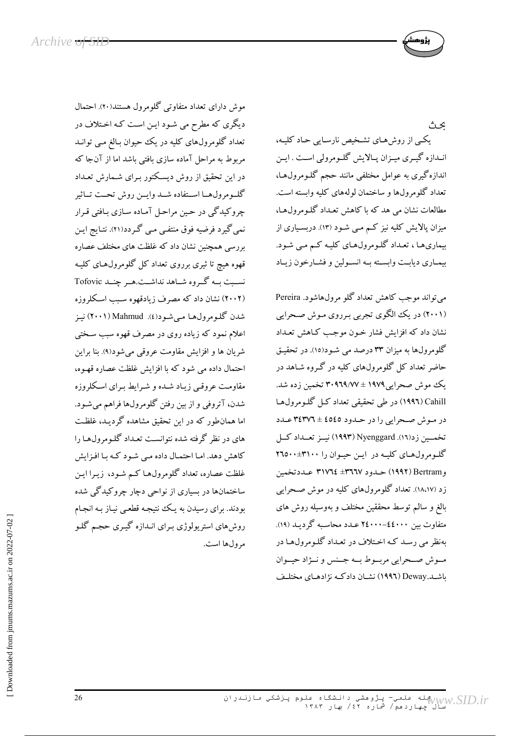## بحث

یکی از روش‌های تشخیص نارسایی حاد کلیه، اندازه گیری میزان پالایش گلومرولی است . این اندازه‌گیری به عوامل مختلفی مانند حجم گلومرول‌ها، تعداد گلومرول‌ها و ساختمان لوله‌های کلیه وابسته است. مطالعات نشان می دهد که با کاهش تعداد گلومرول‌ها، میزان پالایش کلیه نیز کم می شود (۱۳). دربسیاری از بیماری‌ها ، تعداد گلومرول‌های کلیه کم می شود. بیماری دیابت وابسته به انسولین و فشارخون زیاد

می‌تواند موجب کاهش تعداد گلو مرول‌هاشود. Pereira (۲۰۰۱) در یک الگوی تجربی برروی موش صحرایی نشان داد که افزایش فشار خون موجب کاهش تعداد گلومرول‌ها به میزان ۳۳ درصد می شود(۱۵). در تحقیق حاضر تعداد کل گلومرول‌های کلیه در گروه شاهد در یک موش صحرایی۱۹۷۹ ± ۳۰۹۶۹/۷۷ تخمین زده شد. Cahill (۱۹۹۶) در طی تحقیقی تعداد کل گلومرول‌ها در موش صحرایی را در حدود ٤٥٤٥ ± ٣٤٣٧٦ عدد تخمین زد(۱۶). Nyenggard (۱۹۹۳) نیز تعداد کل گلومرول‌های کلیه در این حیوان را ۳۱۰۰±٢٦٥٠٠ وBertram (۱۹۹۲) حدود ٣٦٦٧± ٣١٧٦٤ عددتخمین زد (۱۸،۱۷). تعداد گلومرول‌های کلیه در موش صحرایی بالغ و سالم توسط محققین مختلف و بوسیله روش های متفاوت بین ٤٤٠٠٠-٢٤٠٠٠ عدد محاسبه گردید (۱۹). به‌نظر می رسد که اختلاف در تعداد گلومرول‌ها در موش صحرایی مربوط به جنس و نژاد حیوان باشد.Deway (۱۹۹٦) نشان دادکه نژادهای مختلف

موش دارای تعداد متفاوتی گلومرول هستند(۲۰). احتمال دیگری که مطرح می شود این است که اختلاف در تعداد گلومرول‌های کلیه در یک حیوان بالغ می تواند مربوط به مراحل آماده سازی بافتی باشد اما از آن‌جا که در این تحقیق از روش دیسکتور برای شمارش تعداد گلومرول‌ها استفاده شد واین روش تحت تاثیر چروکیدگی در حین مراحل آماده سازی بافتی قرار نمی‌گیرد فرضیه فوق منتفی می گردد(۲۱). نتایج این بررسی همچنین نشان داد که غلظت های مختلف عصاره قهوه هیچ تا ثیری برروی تعداد کل گلومرول‌های کلیه نسبت به گروه شاهد نداشت.هر چند Tofovic (۲۰۰۲) نشان داد که مصرف زیادقهوه سبب اسکلروزه شدن گلومرول‌ها می‌شود(٤). Mahmud (۲۰۰۱) نیز اعلام نمود که زیاده روی در مصرف قهوه سبب سختی شریان ها و افزایش مقاومت عروقی می‌شود(۹). بنا براین احتمال داده می شود که با افزایش غلظت عصاره قهوه، مقاومت عروقی زیاد شده و شرایط برای اسکلروزه شدن، آتروفی و از بین رفتن گلومرول‌ها فراهم می‌شود. اما همان‌طور که در این تحقیق مشاهده گردید، غلظت های در نظر گرفته شده نتوانست تعداد گلومرول‌ها را کاهش دهد. اما احتمال داده می شود که با افزایش غلظت عصاره، تعداد گلومرول‌ها کم شود، زیرا این ساختمان‌ها در بسیاری از نواحی دچار چروکیدگی شده بودند. برای رسیدن به یک نتیجه قطعی نیاز به انجام روش‌های استریولوژی برای اندازه گیری حجم گلو مرول‌ها است.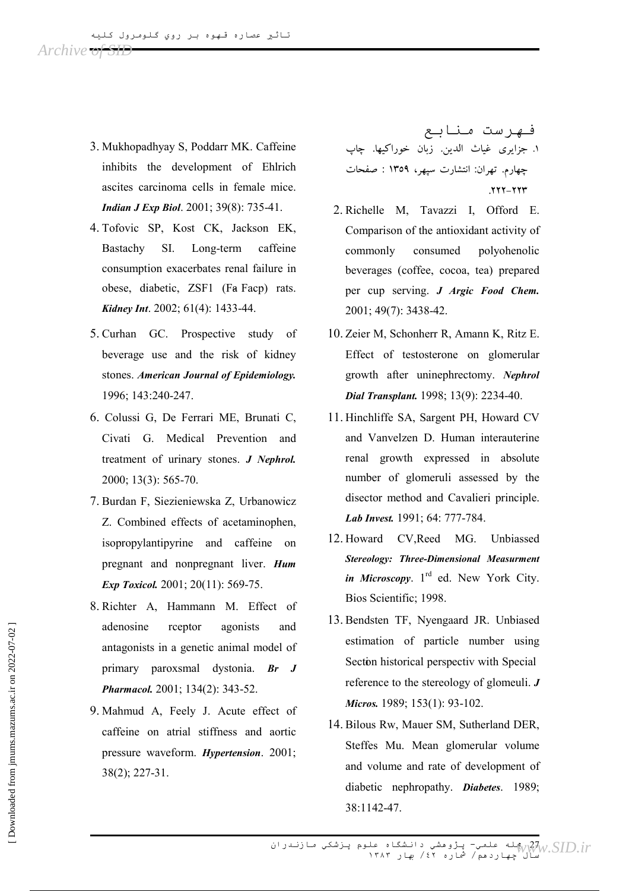## فهرست منابع

۱. جزایری غیاث الدین. زبان خوراکیها. چاپ چهارم. تهران: انتشارت سپهر، ۱۳۵۹ : صفحات ۲۲۳-۲۲۲.

2. Richelle M, Tavazzi I, Offord E. Comparison of the antioxidant activity of commonly consumed polyohenolic beverages (coffee, cocoa, tea) prepared per cup serving. ***J Argic Food Chem.*** 2001; 49(7): 3438-42.

3. Mukhopadhyay S, Poddarr MK. Caffeine inhibits the development of Ehlrich ascites carcinoma cells in female mice. ***Indian J Exp Biol***. 2001; 39(8): 735-41.

4. Tofovic SP, Kost CK, Jackson EK, Bastachy SI. Long-term caffeine consumption exacerbates renal failure in obese, diabetic, ZSF1 (Fa Facp) rats. ***Kidney Int***. 2002; 61(4): 1433-44.

5. Curhan GC. Prospective study of beverage use and the risk of kidney stones. ***American Journal of Epidemiology.*** 1996; 143:240-247.

6. Colussi G, De Ferrari ME, Brunati C, Civati G. Medical Prevention and treatment of urinary stones. ***J Nephrol.*** 2000; 13(3): 565-70.

7. Burdan F, Siezieniewska Z, Urbanowicz Z. Combined effects of acetaminophen, isopropylantipyrine and caffeine on pregnant and nonpregnant liver. ***Hum Exp Toxicol.*** 2001; 20(11): 569-75.

8. Richter A, Hammann M. Effect of adenosine rceptor agonists and antagonists in a genetic animal model of primary paroxsmal dystonia. ***Br J Pharmacol.*** 2001; 134(2): 343-52.

9. Mahmud A, Feely J. Acute effect of caffeine on atrial stiffness and aortic pressure waveform. ***Hypertension***. 2001; 38(2); 227-31.

10. Zeier M, Schonherr R, Amann K, Ritz E. Effect of testosterone on glomerular growth after uninephrectomy. ***Nephrol Dial Transplant.*** 1998; 13(9): 2234-40.

11. Hinchliffe SA, Sargent PH, Howard CV and Vanvelzen D. Human interauterine renal growth expressed in absolute number of glomeruli assessed by the disector method and Cavalieri principle. ***Lab Invest.*** 1991; 64: 777-784.

12. Howard CV,Reed MG. Unbiassed ***Stereology: Three-Dimensional Measurment in Microscopy***. 1rd ed. New York City. Bios Scientific; 1998.

13. Bendsten TF, Nyengaard JR. Unbiased estimation of particle number using Section historical perspectiv with Special reference to the stereology of glomeuli. ***J Micros.*** 1989; 153(1): 93-102.

14. Bilous Rw, Mauer SM, Sutherland DER, Steffes Mu. Mean glomerular volume and volume and rate of development of diabetic nephropathy. ***Diabetes***. 1989; 38:1142-47.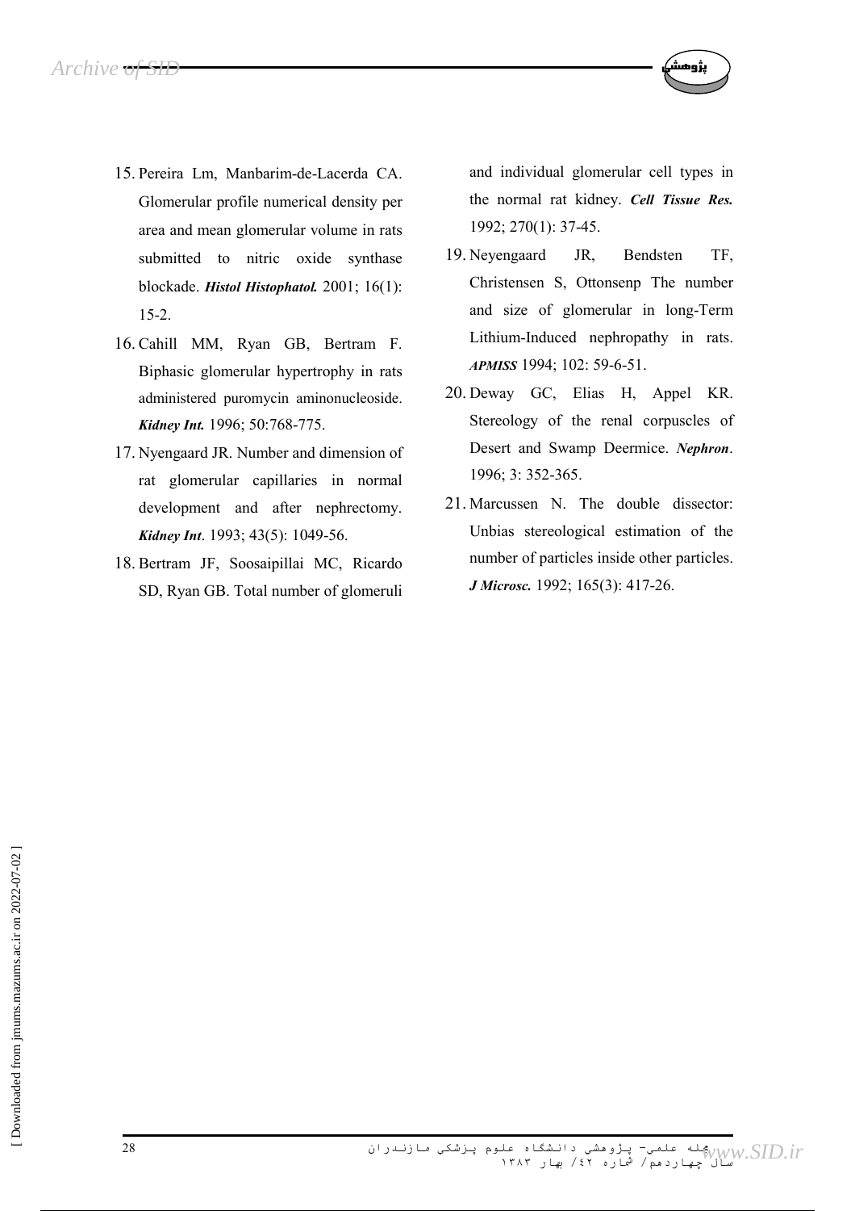15. Pereira Lm, Manbarim-de-Lacerda CA. Glomerular profile numerical density per area and mean glomerular volume in rats submitted to nitric oxide synthase blockade. ***Histol Histophatol.*** 2001; 16(1): 15-2.
16. Cahill MM, Ryan GB, Bertram F. Biphasic glomerular hypertrophy in rats administered puromycin aminonucleoside. ***Kidney Int.*** 1996; 50:768-775.
17. Nyengaard JR. Number and dimension of rat glomerular capillaries in normal development and after nephrectomy. ***Kidney Int***. 1993; 43(5): 1049-56.
18. Bertram JF, Soosaipillai MC, Ricardo SD, Ryan GB. Total number of glomeruli and individual glomerular cell types in the normal rat kidney. ***Cell Tissue Res.*** 1992; 270(1): 37-45.
19. Neyengaard JR, Bendsten TF, Christensen S, Ottonsenp The number and size of glomerular in long-Term Lithium-Induced nephropathy in rats. ***APMISS*** 1994; 102: 59-6-51.
20. Deway GC, Elias H, Appel KR. Stereology of the renal corpuscles of Desert and Swamp Deermice. ***Nephron***. 1996; 3: 352-365.
21. Marcussen N. The double dissector: Unbias stereological estimation of the number of particles inside other particles. ***J Microsc.*** 1992; 165(3): 417-26.